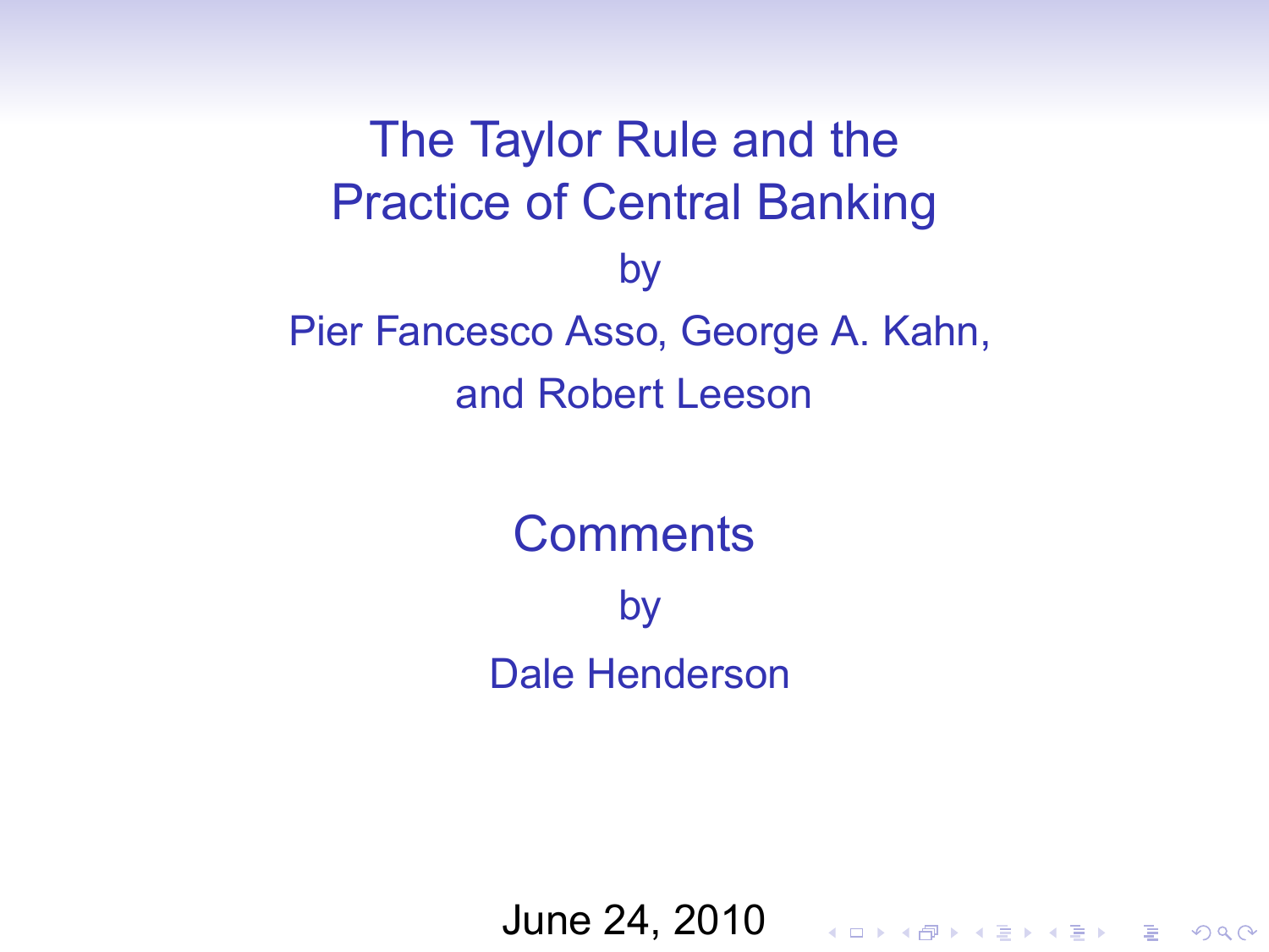# The Taylor Rule and the Practice of Central Banking

by

Pier Fancesco Asso, George A. Kahn, and Robert Leeson

## Comments

by

Dale Henderson

June 24, 2010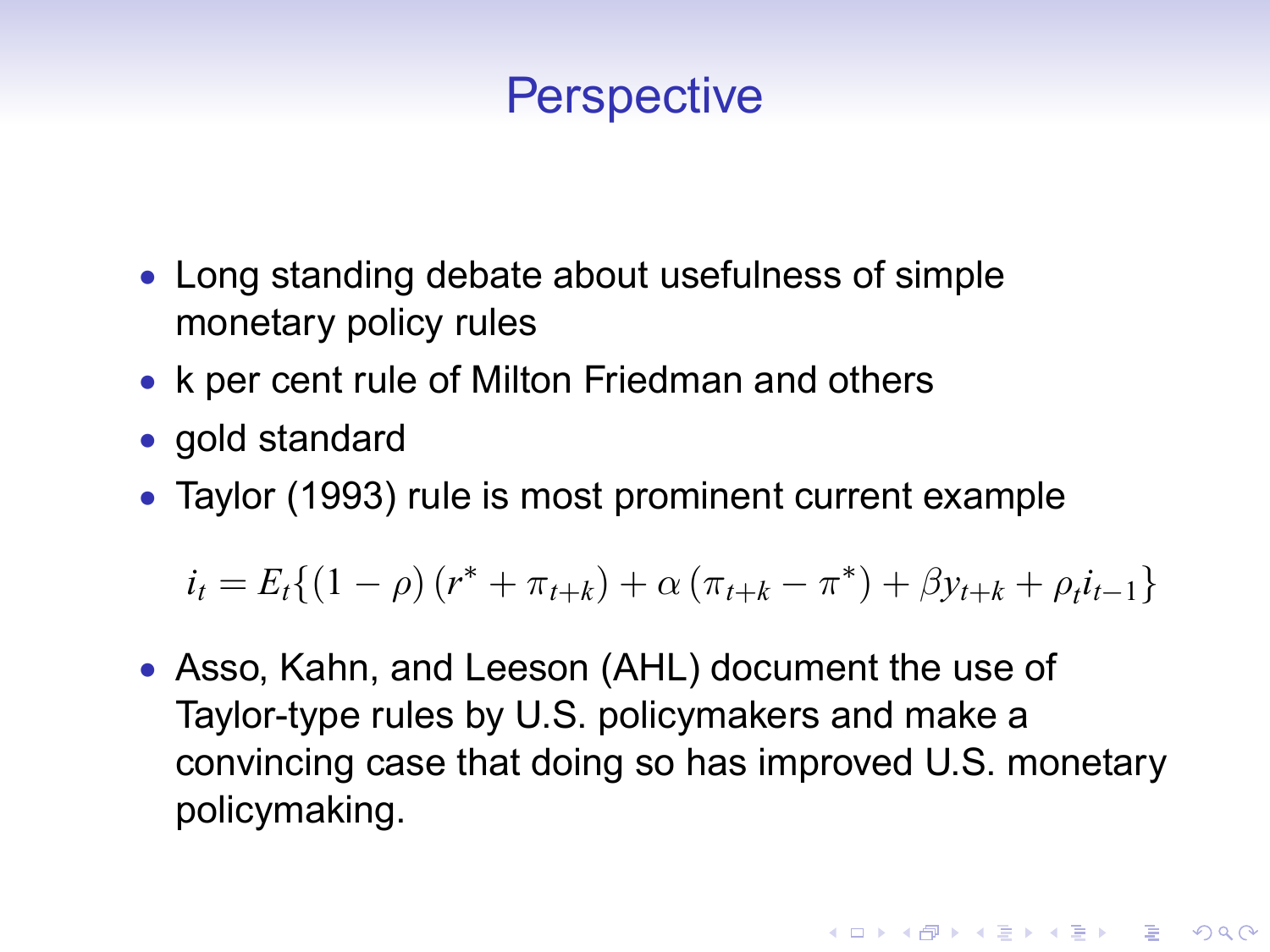# Perspective

- Long standing debate about usefulness of simple monetary policy rules
- k per cent rule of Milton Friedman and others
- gold standard
- Taylor (1993) rule is most prominent current example

$$i_t = E_t\{(1-\rho)(r^* + \pi_{t+k}) + \alpha(\pi_{t+k} - \pi^*) + \beta y_{t+k} + \rho_t i_{t-1}\}$$

- Asso, Kahn, and Leeson (AHL) document the use of Taylor-type rules by U.S. policymakers and make a convincing case that doing so has improved U.S. monetary policymaking.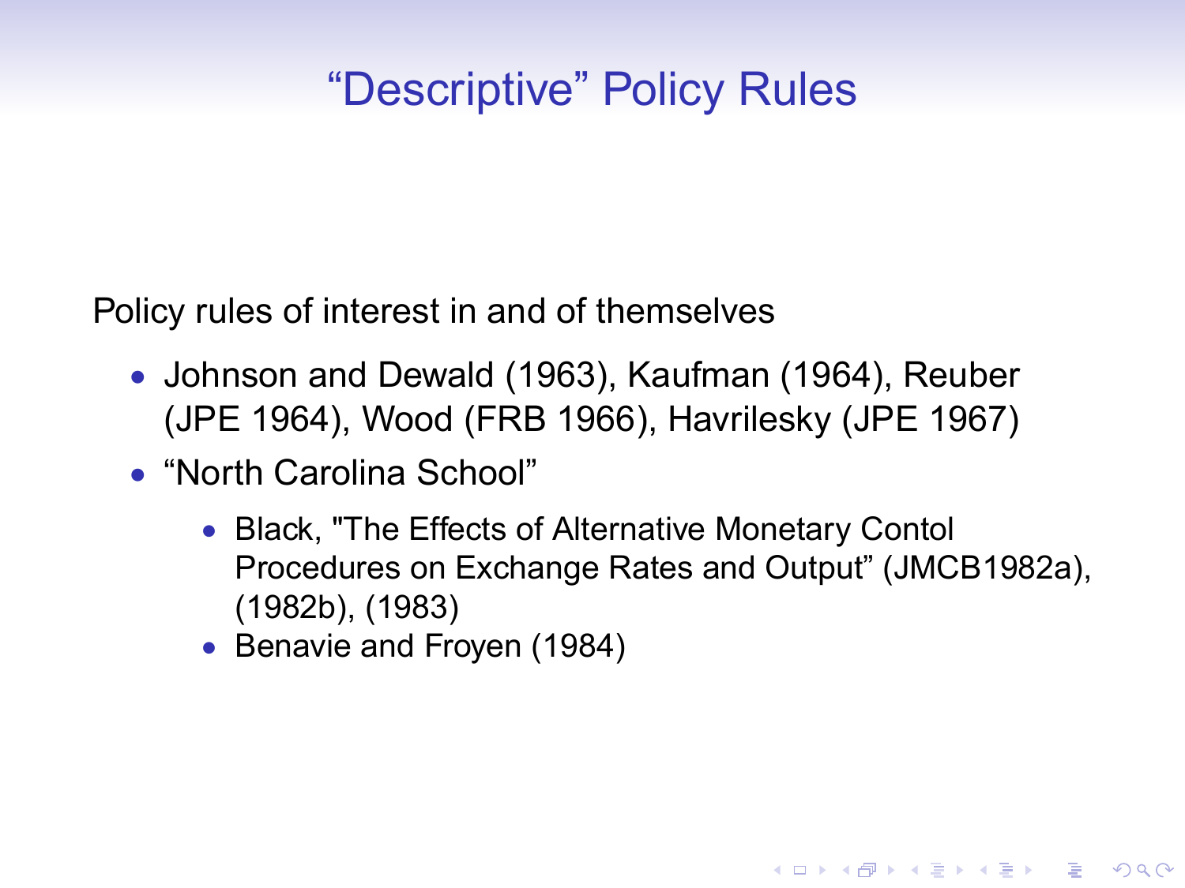# “Descriptive” Policy Rules

Policy rules of interest in and of themselves

- Johnson and Dewald (1963), Kaufman (1964), Reuber (JPE 1964), Wood (FRB 1966), Havrilesky (JPE 1967)
- “North Carolina School”
  - Black, "The Effects of Alternative Monetary Contol Procedures on Exchange Rates and Output” (JMCB1982a), (1982b), (1983)
  - Benavie and Froyen (1984)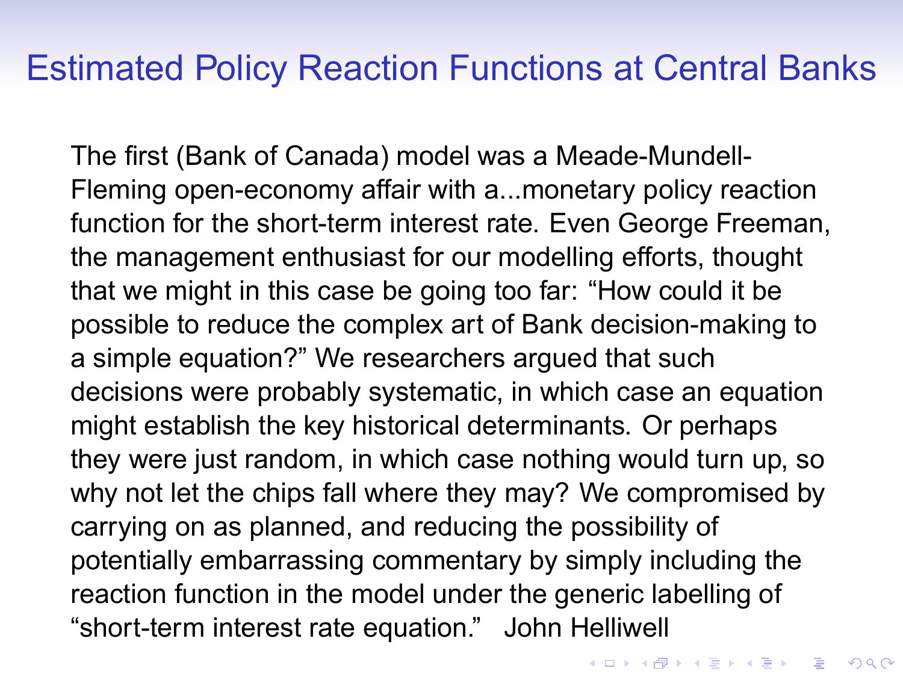# Estimated Policy Reaction Functions at Central Banks

The first (Bank of Canada) model was a Meade-Mundell-Fleming open-economy affair with a...monetary policy reaction function for the short-term interest rate. Even George Freeman, the management enthusiast for our modelling efforts, thought that we might in this case be going too far: "How could it be possible to reduce the complex art of Bank decision-making to a simple equation?" We researchers argued that such decisions were probably systematic, in which case an equation might establish the key historical determinants. Or perhaps they were just random, in which case nothing would turn up, so why not let the chips fall where they may? We compromised by carrying on as planned, and reducing the possibility of potentially embarrassing commentary by simply including the reaction function in the model under the generic labelling of "short-term interest rate equation." John Helliwell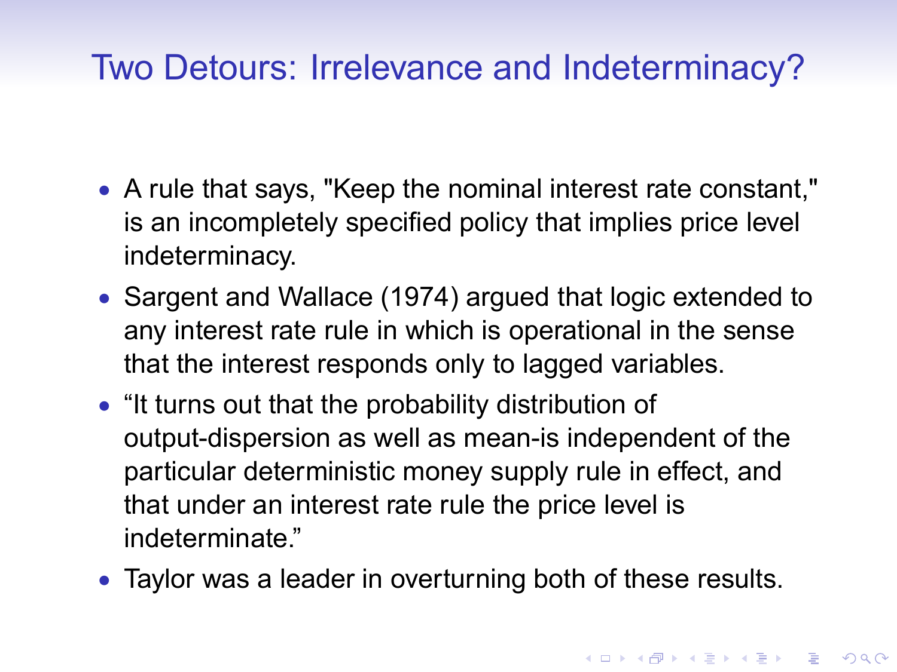# Two Detours: Irrelevance and Indeterminacy?

- A rule that says, "Keep the nominal interest rate constant," is an incompletely specified policy that implies price level indeterminacy.
- Sargent and Wallace (1974) argued that logic extended to any interest rate rule in which is operational in the sense that the interest responds only to lagged variables.
- “It turns out that the probability distribution of output-dispersion as well as mean-is independent of the particular deterministic money supply rule in effect, and that under an interest rate rule the price level is indeterminate.”
- Taylor was a leader in overturning both of these results.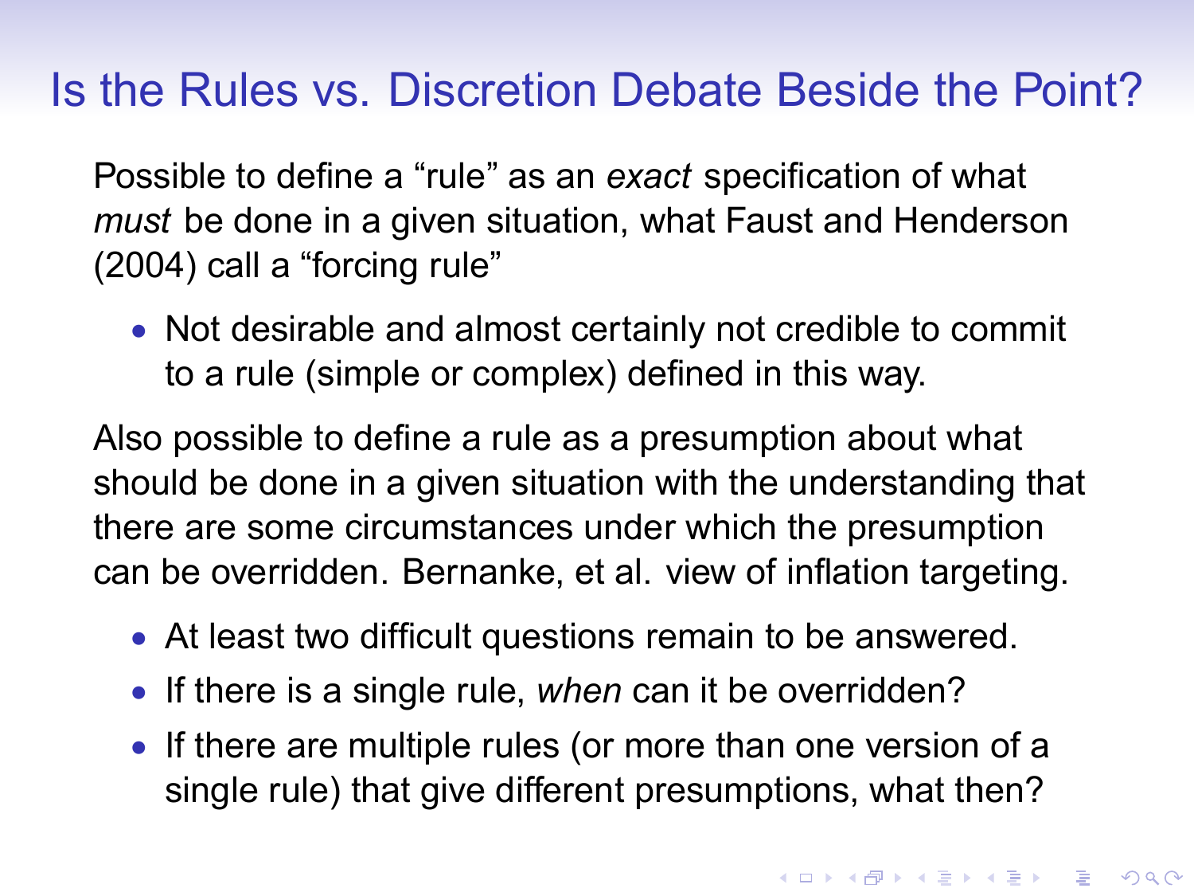# Is the Rules vs. Discretion Debate Beside the Point?

Possible to define a "rule" as an *exact* specification of what *must* be done in a given situation, what Faust and Henderson (2004) call a "forcing rule"

- Not desirable and almost certainly not credible to commit to a rule (simple or complex) defined in this way.

Also possible to define a rule as a presumption about what should be done in a given situation with the understanding that there are some circumstances under which the presumption can be overridden. Bernanke, et al. view of inflation targeting.

- At least two difficult questions remain to be answered.
- If there is a single rule, *when* can it be overridden?
- If there are multiple rules (or more than one version of a single rule) that give different presumptions, what then?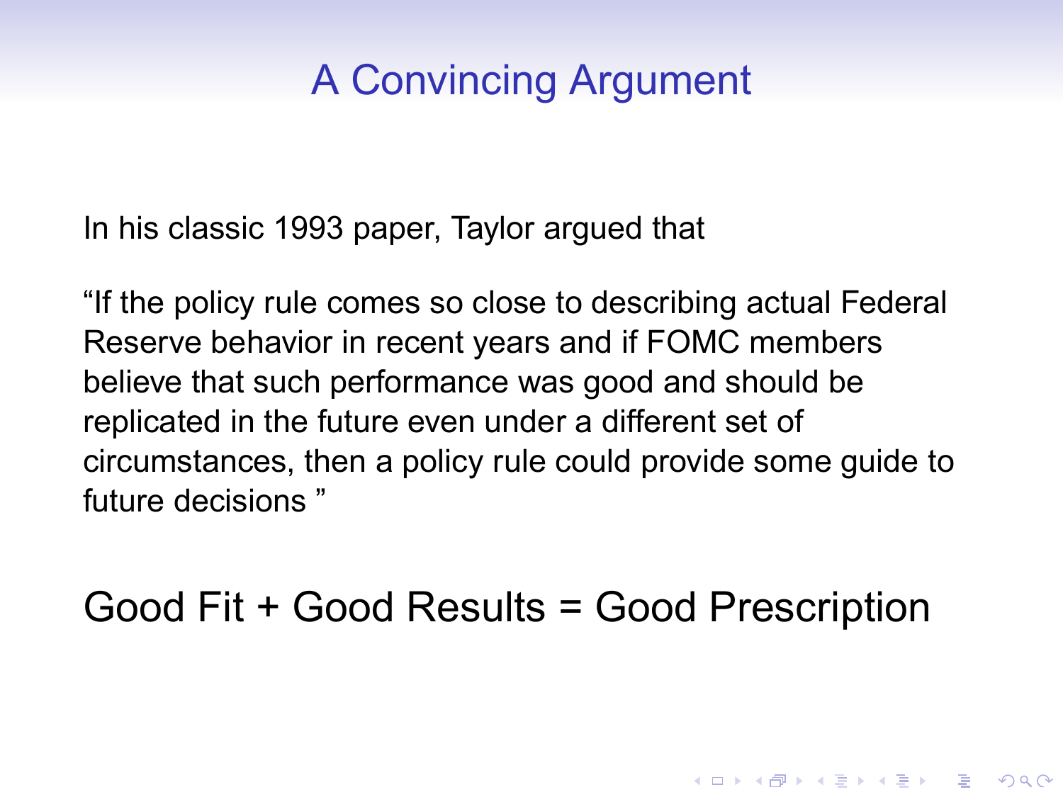# A Convincing Argument

In his classic 1993 paper, Taylor argued that

“If the policy rule comes so close to describing actual Federal Reserve behavior in recent years and if FOMC members believe that such performance was good and should be replicated in the future even under a different set of circumstances, then a policy rule could provide some guide to future decisions ”

Good Fit + Good Results = Good Prescription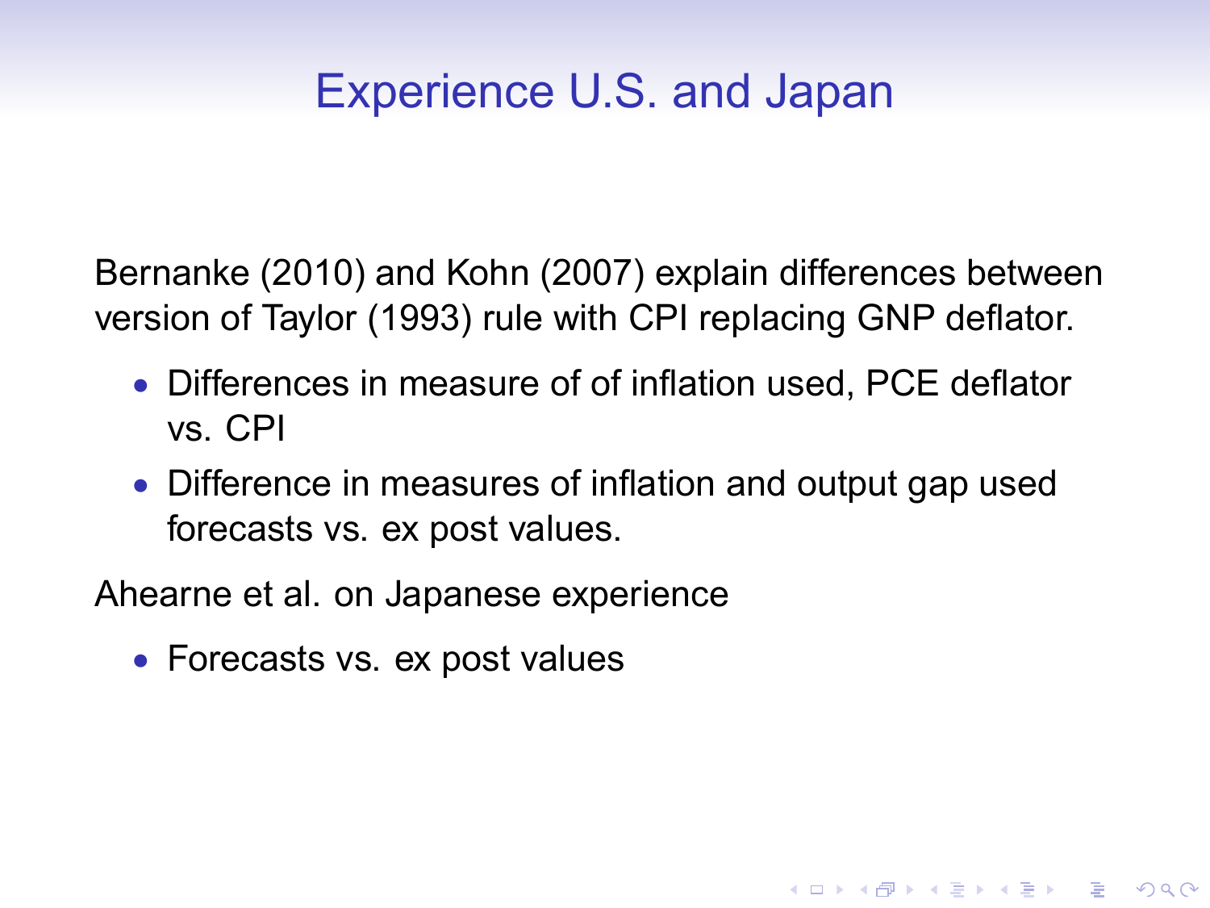# Experience U.S. and Japan

Bernanke (2010) and Kohn (2007) explain differences between version of Taylor (1993) rule with CPI replacing GNP deflator.

- Differences in measure of of inflation used, PCE deflator vs. CPI
- Difference in measures of inflation and output gap used forecasts vs. ex post values.

Ahearne et al. on Japanese experience

- Forecasts vs. ex post values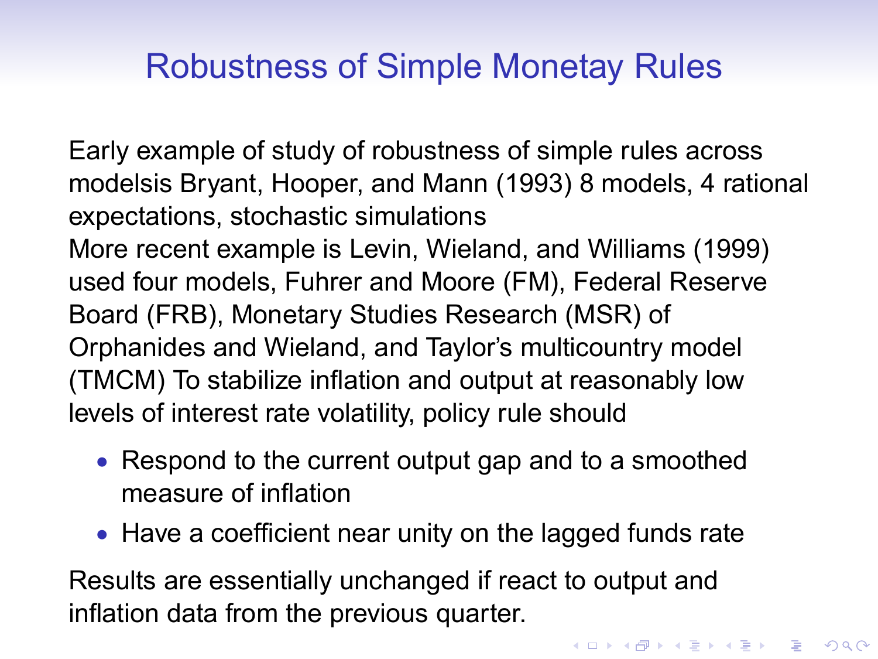# Robustness of Simple Monetay Rules

Early example of study of robustness of simple rules across modelsis Bryant, Hooper, and Mann (1993) 8 models, 4 rational expectations, stochastic simulations
More recent example is Levin, Wieland, and Williams (1999) used four models, Fuhrer and Moore (FM), Federal Reserve Board (FRB), Monetary Studies Research (MSR) of Orphanides and Wieland, and Taylor's multicountry model (TMCM) To stabilize inflation and output at reasonably low levels of interest rate volatility, policy rule should

- Respond to the current output gap and to a smoothed measure of inflation
- Have a coefficient near unity on the lagged funds rate

Results are essentially unchanged if react to output and inflation data from the previous quarter.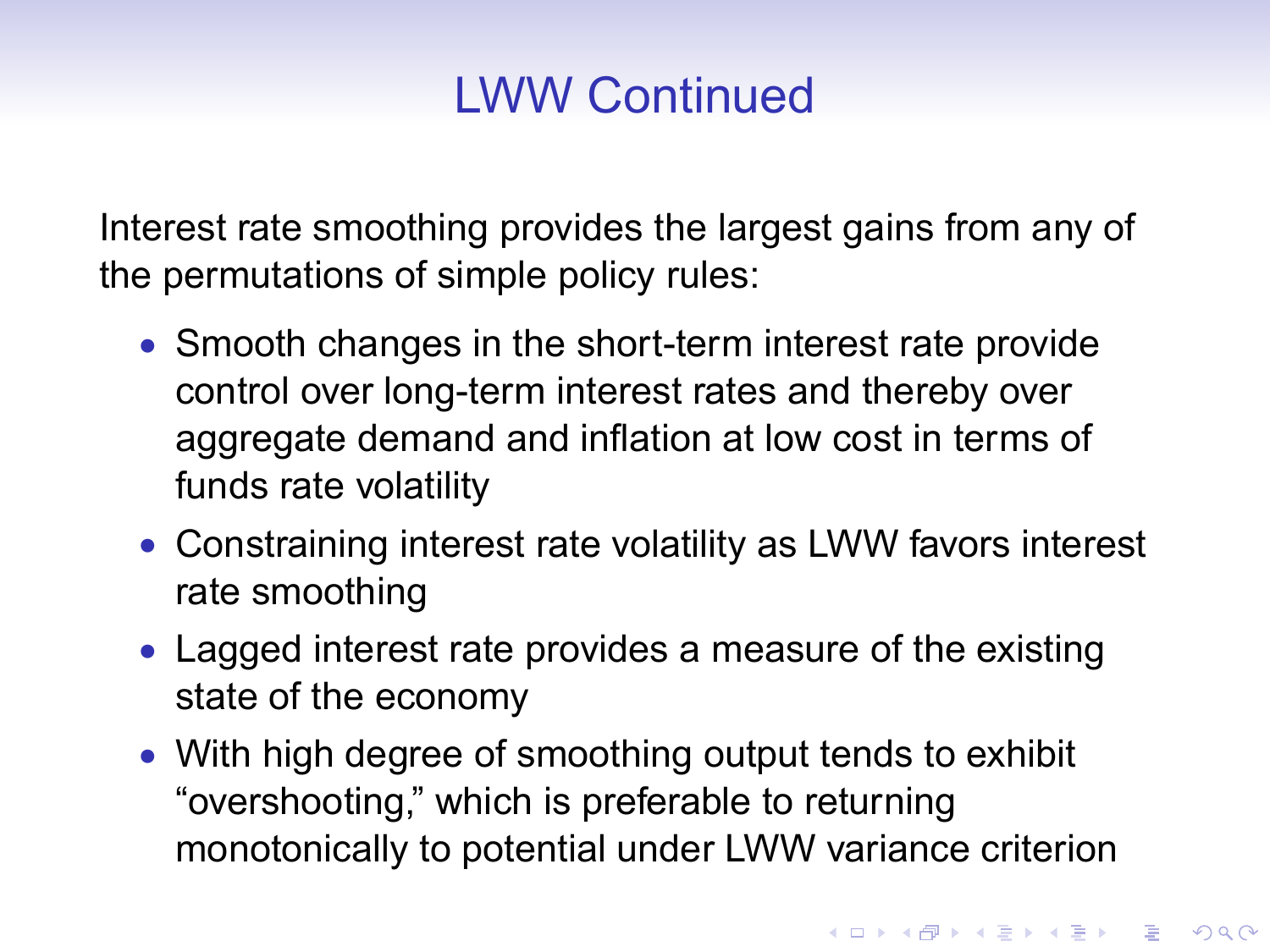# LWW Continued

Interest rate smoothing provides the largest gains from any of the permutations of simple policy rules:

- Smooth changes in the short-term interest rate provide control over long-term interest rates and thereby over aggregate demand and inflation at low cost in terms of funds rate volatility
- Constraining interest rate volatility as LWW favors interest rate smoothing
- Lagged interest rate provides a measure of the existing state of the economy
- With high degree of smoothing output tends to exhibit "overshooting," which is preferable to returning monotonically to potential under LWW variance criterion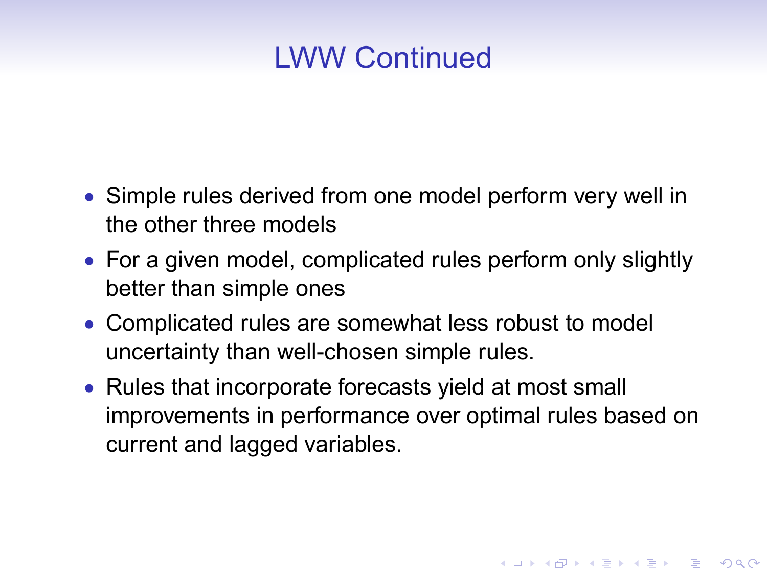# LWW Continued

- Simple rules derived from one model perform very well in the other three models
- For a given model, complicated rules perform only slightly better than simple ones
- Complicated rules are somewhat less robust to model uncertainty than well-chosen simple rules.
- Rules that incorporate forecasts yield at most small improvements in performance over optimal rules based on current and lagged variables.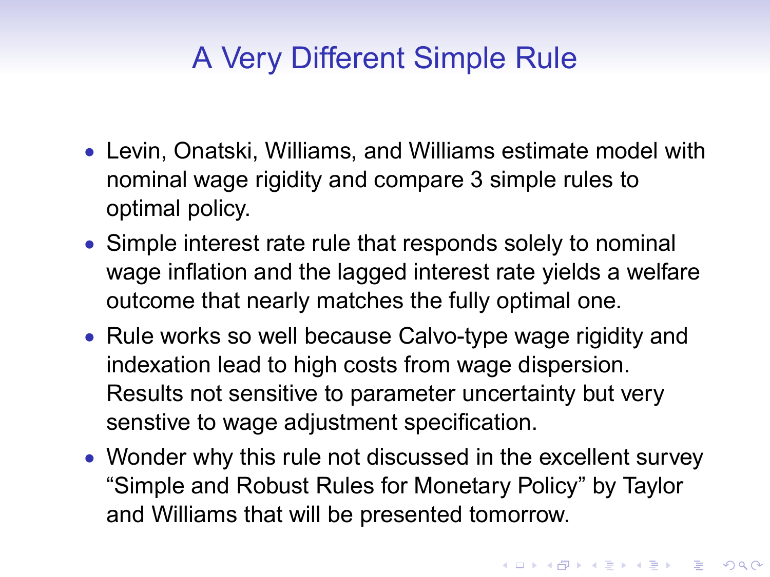# A Very Different Simple Rule

- Levin, Onatski, Williams, and Williams estimate model with nominal wage rigidity and compare 3 simple rules to optimal policy.
- Simple interest rate rule that responds solely to nominal wage inflation and the lagged interest rate yields a welfare outcome that nearly matches the fully optimal one.
- Rule works so well because Calvo-type wage rigidity and indexation lead to high costs from wage dispersion. Results not sensitive to parameter uncertainty but very senstive to wage adjustment specification.
- Wonder why this rule not discussed in the excellent survey "Simple and Robust Rules for Monetary Policy" by Taylor and Williams that will be presented tomorrow.